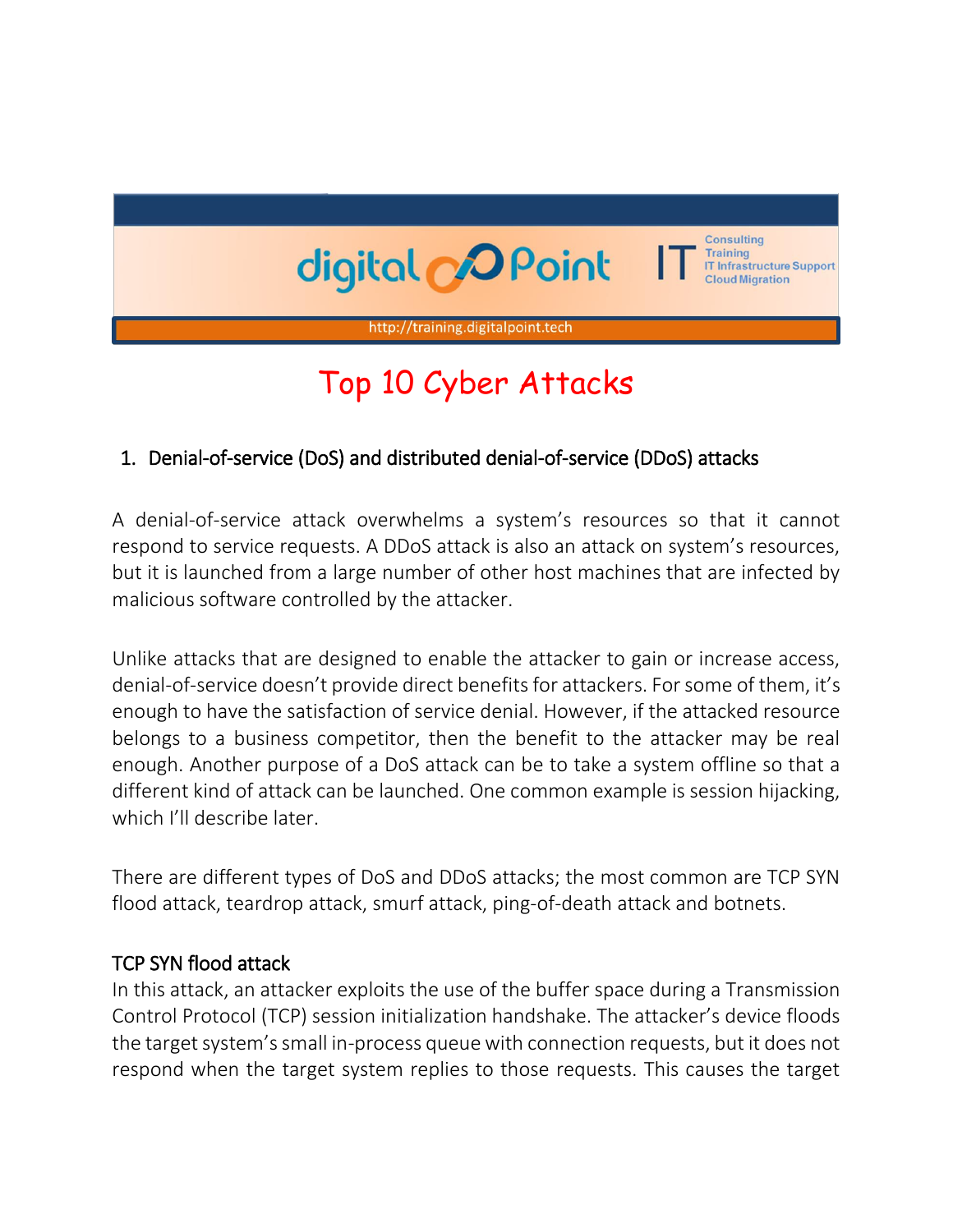# Top 10 Cyber Attacks

## 1. Denial-of-service (DoS) and distributed denial-of-service (DDoS) attacks

A denial-of-service attack overwhelms a system's resources so that it cannot respond to service requests. A DDoS attack is also an attack on system's resources, but it is launched from a large number of other host machines that are infected by malicious software controlled by the attacker.

Unlike attacks that are designed to enable the attacker to gain or increase access, denial-of-service doesn't provide direct benefits for attackers. For some of them, it's enough to have the satisfaction of service denial. However, if the attacked resource belongs to a business competitor, then the benefit to the attacker may be real enough. Another purpose of a DoS attack can be to take a system offline so that a different kind of attack can be launched. One common example is session hijacking, which I'll describe later.

There are different types of DoS and DDoS attacks; the most common are TCP SYN flood attack, teardrop attack, smurf attack, ping-of-death attack and botnets.

### TCP SYN flood attack

In this attack, an attacker exploits the use of the buffer space during a Transmission Control Protocol (TCP) session initialization handshake. The attacker's device floods the target system's small in-process queue with connection requests, but it does not respond when the target system replies to those requests. This causes the target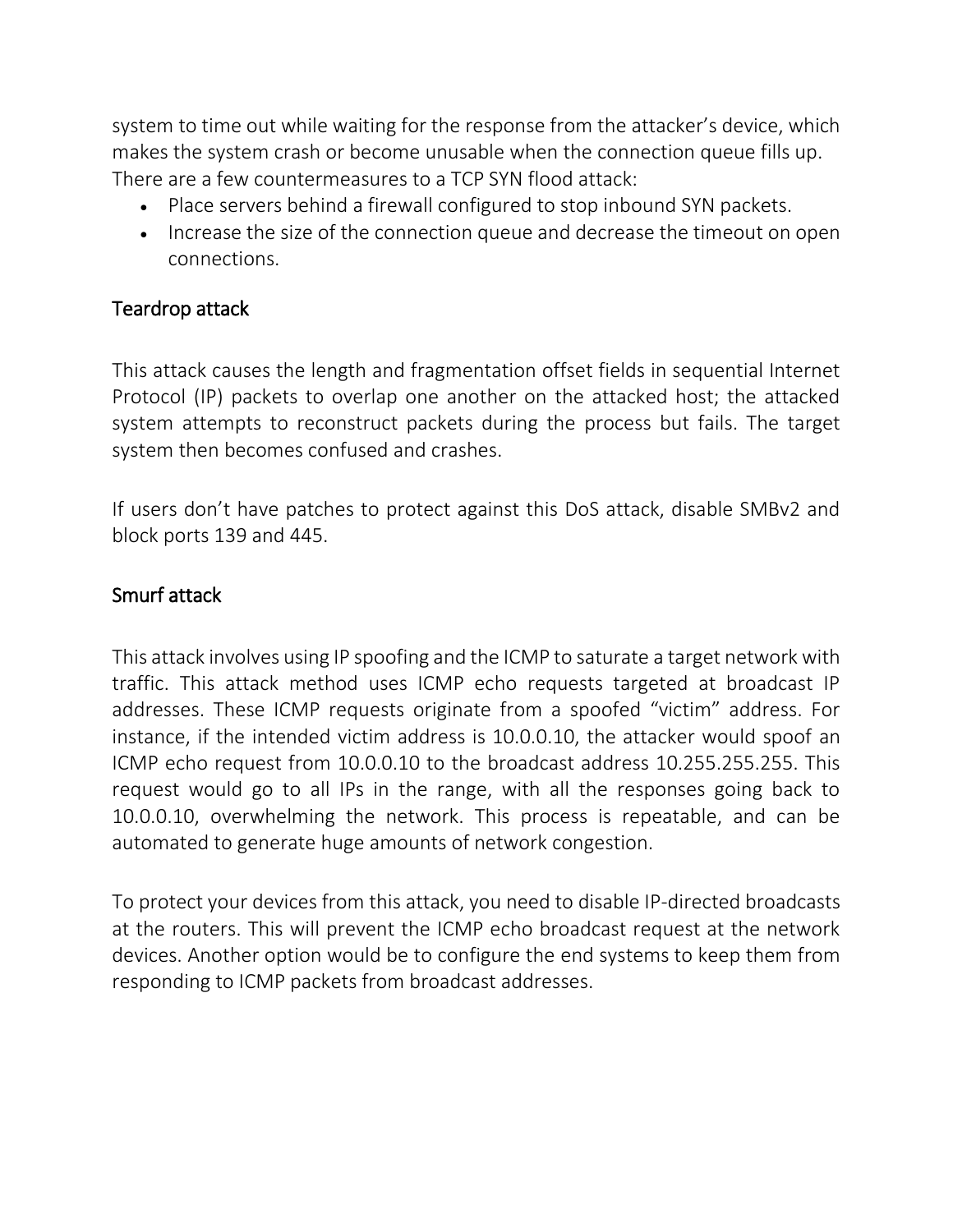system to time out while waiting for the response from the attacker's device, which makes the system crash or become unusable when the connection queue fills up. There are a few countermeasures to a TCP SYN flood attack:

- Place servers behind a firewall configured to stop inbound SYN packets.
- Increase the size of the connection queue and decrease the timeout on open connections.

## Teardrop attack

This attack causes the length and fragmentation offset fields in sequential Internet Protocol (IP) packets to overlap one another on the attacked host; the attacked system attempts to reconstruct packets during the process but fails. The target system then becomes confused and crashes.

If users don't have patches to protect against this DoS attack, disable SMBv2 and block ports 139 and 445.

## Smurf attack

This attack involves using IP spoofing and the ICMP to saturate a target network with traffic. This attack method uses ICMP echo requests targeted at broadcast IP addresses. These ICMP requests originate from a spoofed "victim" address. For instance, if the intended victim address is 10.0.0.10, the attacker would spoof an ICMP echo request from 10.0.0.10 to the broadcast address 10.255.255.255. This request would go to all IPs in the range, with all the responses going back to 10.0.0.10, overwhelming the network. This process is repeatable, and can be automated to generate huge amounts of network congestion.

To protect your devices from this attack, you need to disable IP-directed broadcasts at the routers. This will prevent the ICMP echo broadcast request at the network devices. Another option would be to configure the end systems to keep them from responding to ICMP packets from broadcast addresses.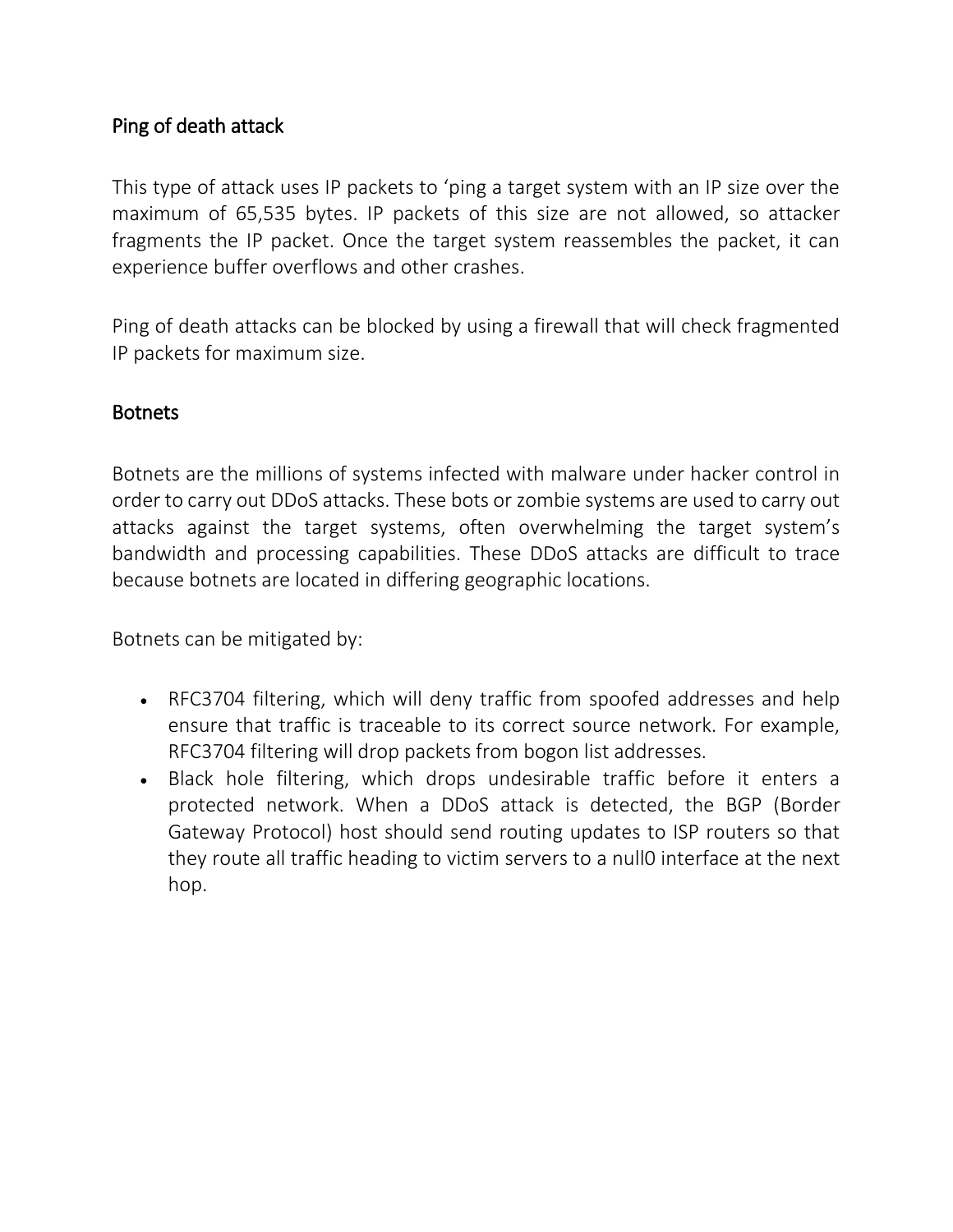## Ping of death attack

This type of attack uses IP packets to 'ping a target system with an IP size over the maximum of 65,535 bytes. IP packets of this size are not allowed, so attacker fragments the IP packet. Once the target system reassembles the packet, it can experience buffer overflows and other crashes.

Ping of death attacks can be blocked by using a firewall that will check fragmented IP packets for maximum size.

## Botnets

Botnets are the millions of systems infected with malware under hacker control in order to carry out DDoS attacks. These bots or zombie systems are used to carry out attacks against the target systems, often overwhelming the target system's bandwidth and processing capabilities. These DDoS attacks are difficult to trace because botnets are located in differing geographic locations.

Botnets can be mitigated by:

- RFC3704 filtering, which will deny traffic from spoofed addresses and help ensure that traffic is traceable to its correct source network. For example, RFC3704 filtering will drop packets from bogon list addresses.
- Black hole filtering, which drops undesirable traffic before it enters a protected network. When a DDoS attack is detected, the BGP (Border Gateway Protocol) host should send routing updates to ISP routers so that they route all traffic heading to victim servers to a null0 interface at the next hop.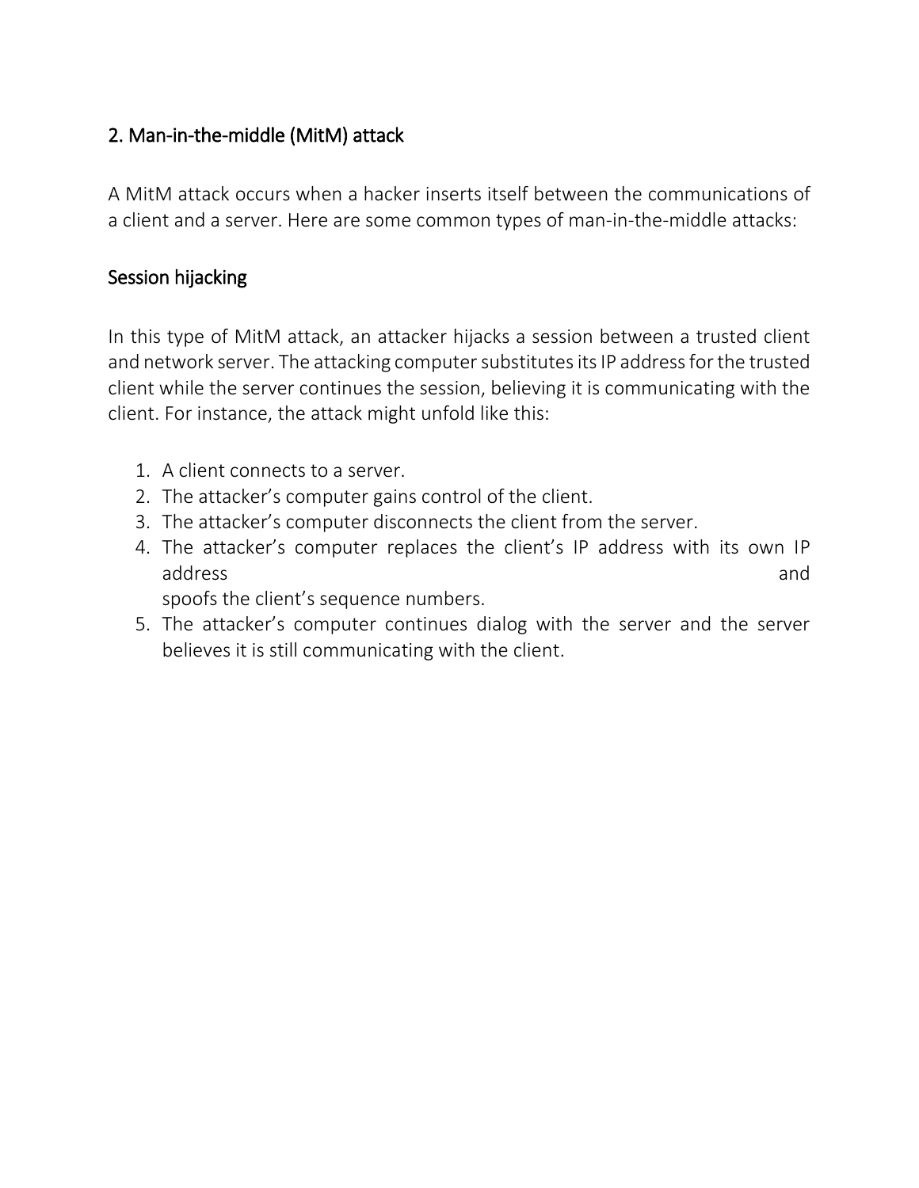## 2. Man-in-the-middle (MitM) attack

A MitM attack occurs when a hacker inserts itself between the communications of a client and a server. Here are some common types of man-in-the-middle attacks:

### Session hijacking

In this type of MitM attack, an attacker hijacks a session between a trusted client and network server. The attacking computer substitutes its IP address for the trusted client while the server continues the session, believing it is communicating with the client. For instance, the attack might unfold like this:

1. A client connects to a server.
2. The attacker's computer gains control of the client.
3. The attacker's computer disconnects the client from the server.
4. The attacker's computer replaces the client's IP address with its own IP address and spoofs the client's sequence numbers.
5. The attacker's computer continues dialog with the server and the server believes it is still communicating with the client.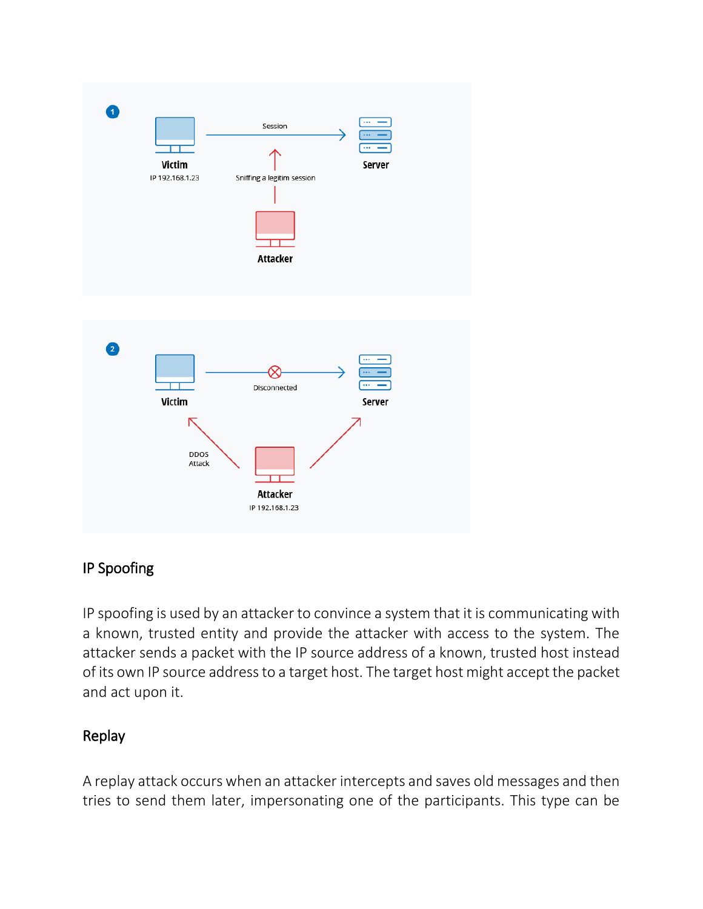## IP Spoofing

IP spoofing is used by an attacker to convince a system that it is communicating with a known, trusted entity and provide the attacker with access to the system. The attacker sends a packet with the IP source address of a known, trusted host instead of its own IP source address to a target host. The target host might accept the packet and act upon it.

## Replay

A replay attack occurs when an attacker intercepts and saves old messages and then tries to send them later, impersonating one of the participants. This type can be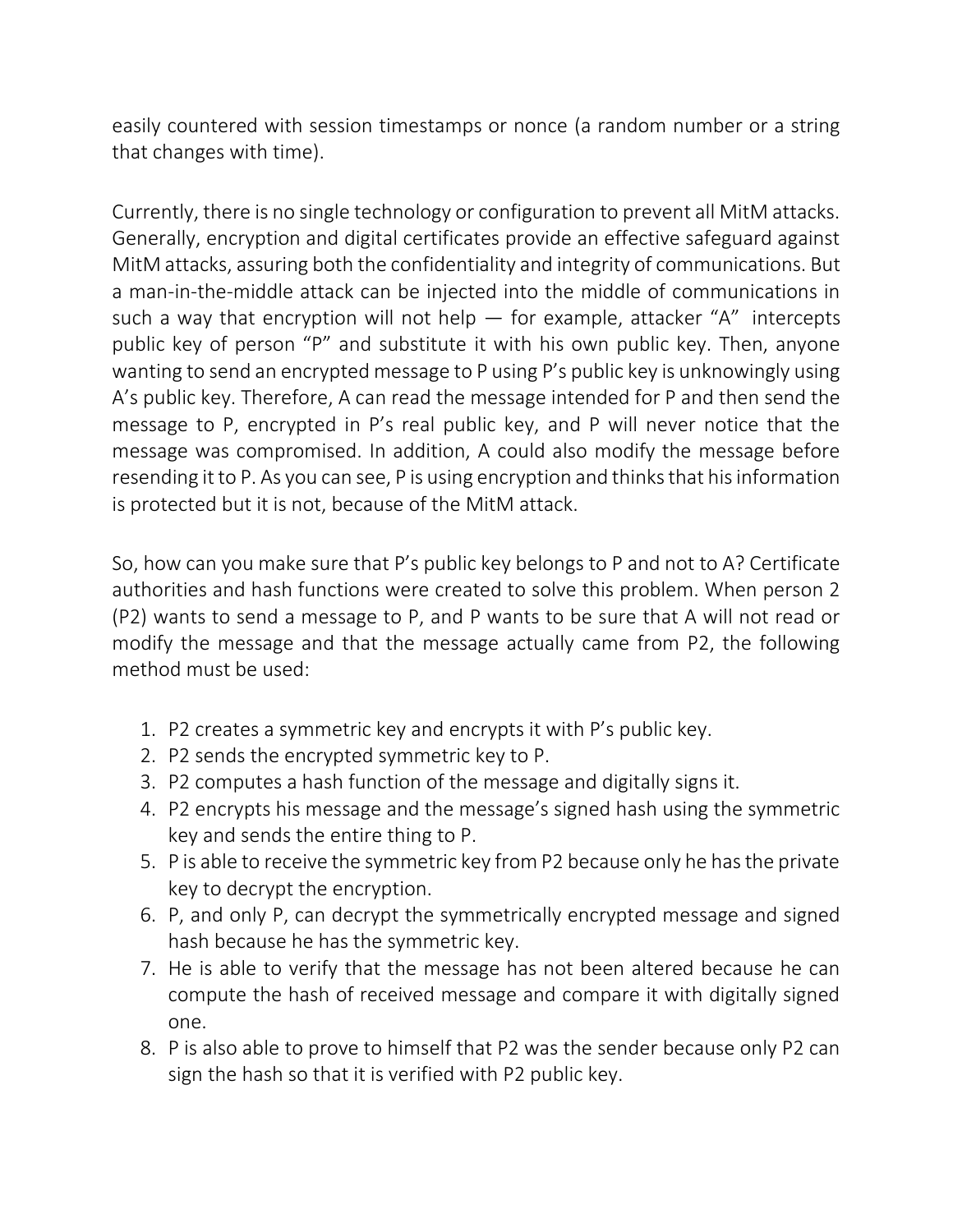easily countered with session timestamps or nonce (a random number or a string that changes with time).

Currently, there is no single technology or configuration to prevent all MitM attacks. Generally, encryption and digital certificates provide an effective safeguard against MitM attacks, assuring both the confidentiality and integrity of communications. But a man-in-the-middle attack can be injected into the middle of communications in such a way that encryption will not help — for example, attacker "A" intercepts public key of person "P" and substitute it with his own public key. Then, anyone wanting to send an encrypted message to P using P's public key is unknowingly using A's public key. Therefore, A can read the message intended for P and then send the message to P, encrypted in P's real public key, and P will never notice that the message was compromised. In addition, A could also modify the message before resending it to P. As you can see, P is using encryption and thinks that his information is protected but it is not, because of the MitM attack.

So, how can you make sure that P's public key belongs to P and not to A? Certificate authorities and hash functions were created to solve this problem. When person 2 (P2) wants to send a message to P, and P wants to be sure that A will not read or modify the message and that the message actually came from P2, the following method must be used:

1. P2 creates a symmetric key and encrypts it with P's public key.
2. P2 sends the encrypted symmetric key to P.
3. P2 computes a hash function of the message and digitally signs it.
4. P2 encrypts his message and the message's signed hash using the symmetric key and sends the entire thing to P.
5. P is able to receive the symmetric key from P2 because only he has the private key to decrypt the encryption.
6. P, and only P, can decrypt the symmetrically encrypted message and signed hash because he has the symmetric key.
7. He is able to verify that the message has not been altered because he can compute the hash of received message and compare it with digitally signed one.
8. P is also able to prove to himself that P2 was the sender because only P2 can sign the hash so that it is verified with P2 public key.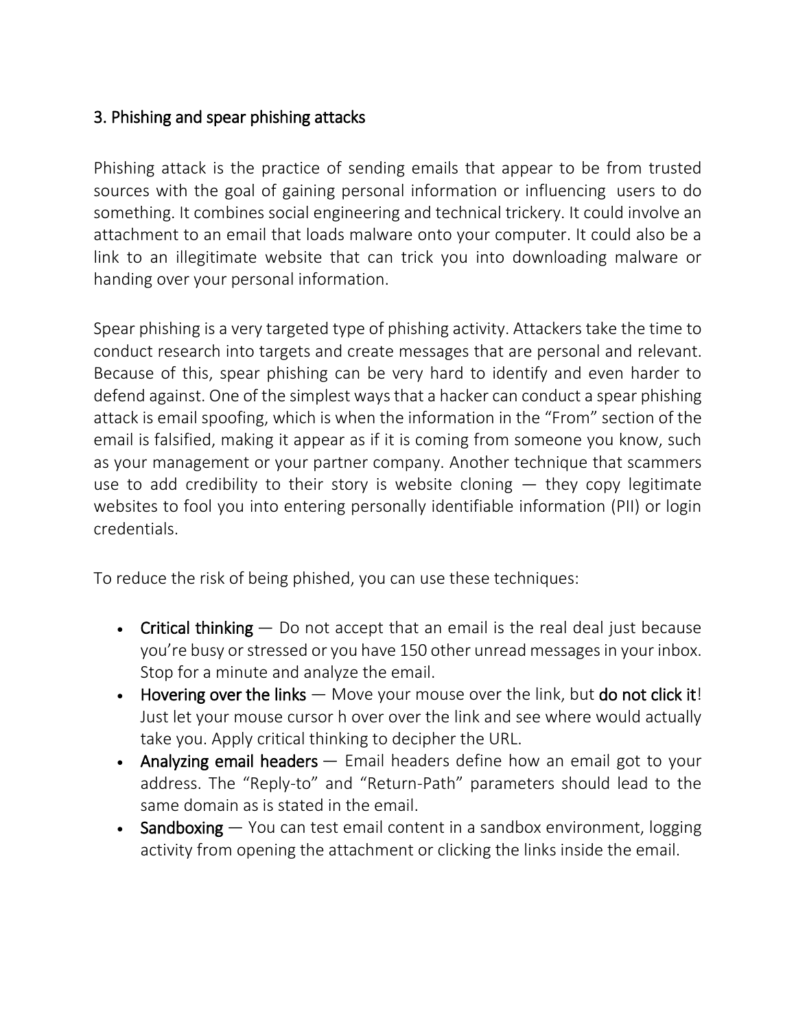## 3. Phishing and spear phishing attacks

Phishing attack is the practice of sending emails that appear to be from trusted sources with the goal of gaining personal information or influencing users to do something. It combines social engineering and technical trickery. It could involve an attachment to an email that loads malware onto your computer. It could also be a link to an illegitimate website that can trick you into downloading malware or handing over your personal information.

Spear phishing is a very targeted type of phishing activity. Attackers take the time to conduct research into targets and create messages that are personal and relevant. Because of this, spear phishing can be very hard to identify and even harder to defend against. One of the simplest ways that a hacker can conduct a spear phishing attack is email spoofing, which is when the information in the "From" section of the email is falsified, making it appear as if it is coming from someone you know, such as your management or your partner company. Another technique that scammers use to add credibility to their story is website cloning — they copy legitimate websites to fool you into entering personally identifiable information (PII) or login credentials.

To reduce the risk of being phished, you can use these techniques:

- **Critical thinking** — Do not accept that an email is the real deal just because you're busy or stressed or you have 150 other unread messages in your inbox. Stop for a minute and analyze the email.
- **Hovering over the links** — Move your mouse over the link, but **do not click it**! Just let your mouse cursor h over over the link and see where would actually take you. Apply critical thinking to decipher the URL.
- **Analyzing email headers** — Email headers define how an email got to your address. The "Reply-to" and "Return-Path" parameters should lead to the same domain as is stated in the email.
- **Sandboxing** — You can test email content in a sandbox environment, logging activity from opening the attachment or clicking the links inside the email.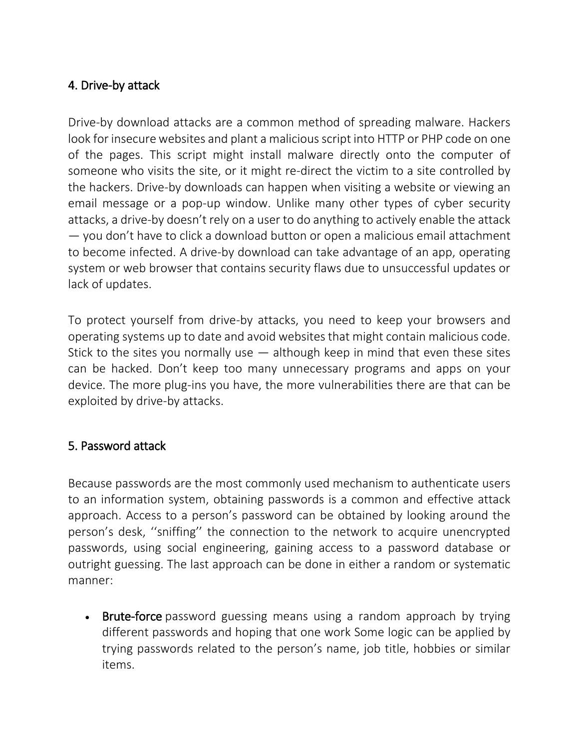## 4. Drive-by attack

Drive-by download attacks are a common method of spreading malware. Hackers look for insecure websites and plant a malicious script into HTTP or PHP code on one of the pages. This script might install malware directly onto the computer of someone who visits the site, or it might re-direct the victim to a site controlled by the hackers. Drive-by downloads can happen when visiting a website or viewing an email message or a pop-up window. Unlike many other types of cyber security attacks, a drive-by doesn't rely on a user to do anything to actively enable the attack — you don't have to click a download button or open a malicious email attachment to become infected. A drive-by download can take advantage of an app, operating system or web browser that contains security flaws due to unsuccessful updates or lack of updates.

To protect yourself from drive-by attacks, you need to keep your browsers and operating systems up to date and avoid websites that might contain malicious code. Stick to the sites you normally use — although keep in mind that even these sites can be hacked. Don't keep too many unnecessary programs and apps on your device. The more plug-ins you have, the more vulnerabilities there are that can be exploited by drive-by attacks.

## 5. Password attack

Because passwords are the most commonly used mechanism to authenticate users to an information system, obtaining passwords is a common and effective attack approach. Access to a person's password can be obtained by looking around the person's desk, ''sniffing'' the connection to the network to acquire unencrypted passwords, using social engineering, gaining access to a password database or outright guessing. The last approach can be done in either a random or systematic manner:

- **Brute-force** password guessing means using a random approach by trying different passwords and hoping that one work Some logic can be applied by trying passwords related to the person's name, job title, hobbies or similar items.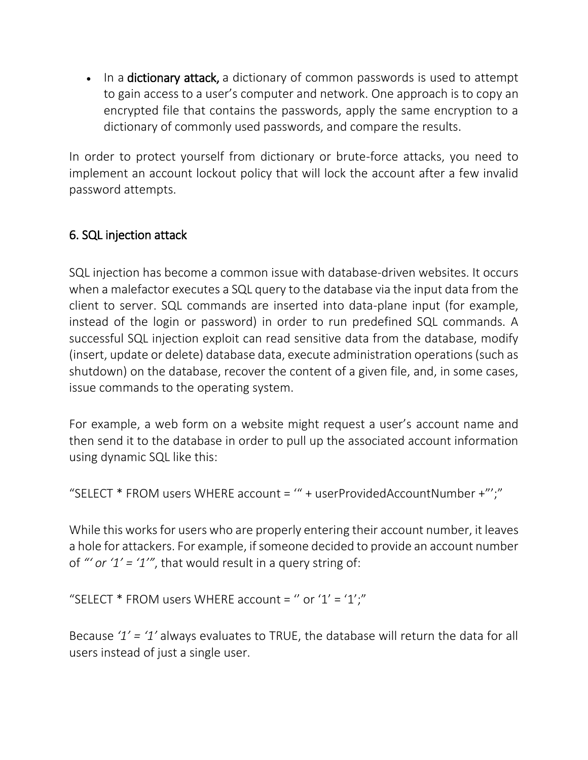- In a **dictionary attack,** a dictionary of common passwords is used to attempt to gain access to a user's computer and network. One approach is to copy an encrypted file that contains the passwords, apply the same encryption to a dictionary of commonly used passwords, and compare the results.

In order to protect yourself from dictionary or brute-force attacks, you need to implement an account lockout policy that will lock the account after a few invalid password attempts.

## 6. SQL injection attack

SQL injection has become a common issue with database-driven websites. It occurs when a malefactor executes a SQL query to the database via the input data from the client to server. SQL commands are inserted into data-plane input (for example, instead of the login or password) in order to run predefined SQL commands. A successful SQL injection exploit can read sensitive data from the database, modify (insert, update or delete) database data, execute administration operations (such as shutdown) on the database, recover the content of a given file, and, in some cases, issue commands to the operating system.

For example, a web form on a website might request a user's account name and then send it to the database in order to pull up the associated account information using dynamic SQL like this:

"SELECT * FROM users WHERE account = '" + userProvidedAccountNumber +"';"

While this works for users who are properly entering their account number, it leaves a hole for attackers. For example, if someone decided to provide an account number of *"' or '1' = '1'"*, that would result in a query string of:

"SELECT * FROM users WHERE account = '' or '1' = '1';"

Because *'1' = '1'* always evaluates to TRUE, the database will return the data for all users instead of just a single user.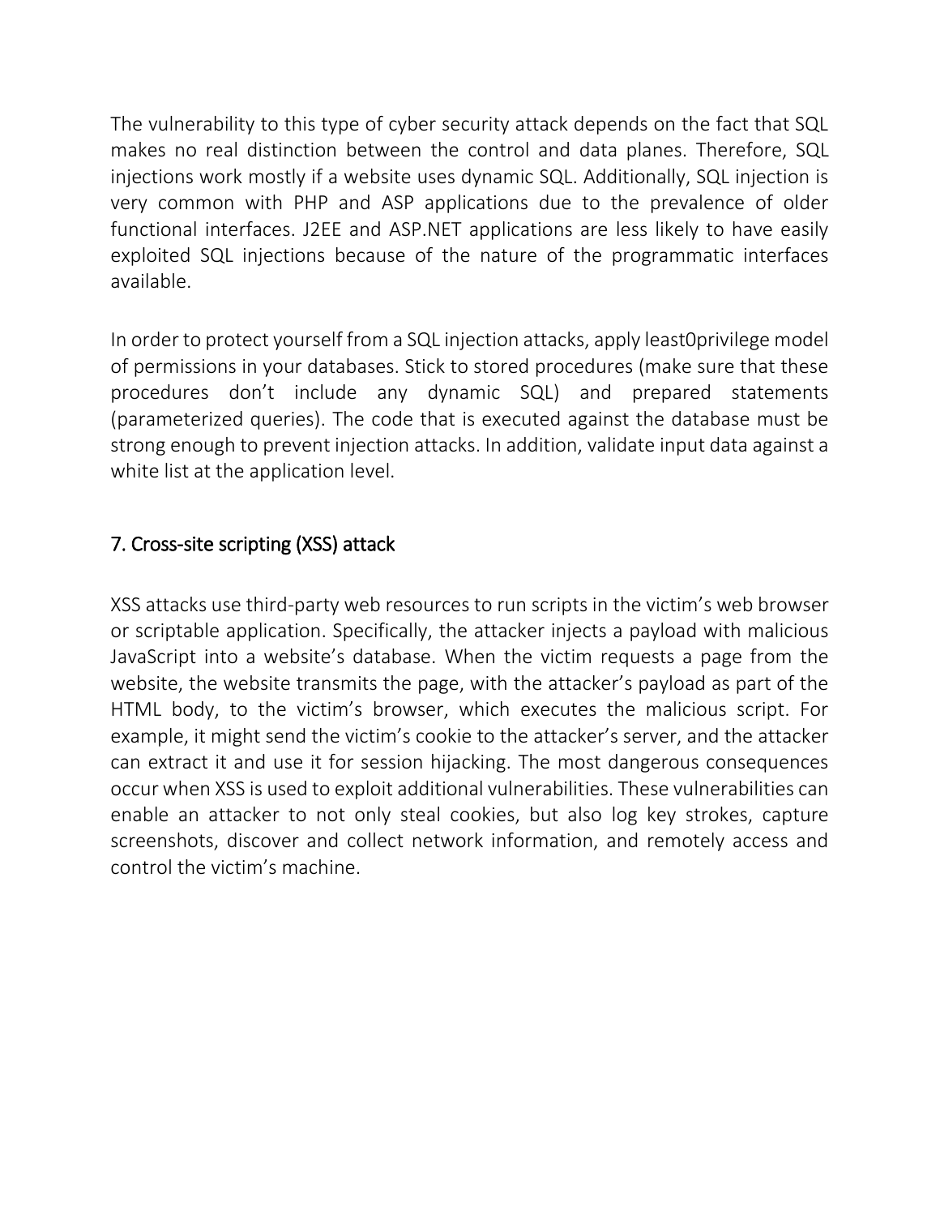The vulnerability to this type of cyber security attack depends on the fact that SQL makes no real distinction between the control and data planes. Therefore, SQL injections work mostly if a website uses dynamic SQL. Additionally, SQL injection is very common with PHP and ASP applications due to the prevalence of older functional interfaces. J2EE and ASP.NET applications are less likely to have easily exploited SQL injections because of the nature of the programmatic interfaces available.

In order to protect yourself from a SQL injection attacks, apply least0privilege model of permissions in your databases. Stick to stored procedures (make sure that these procedures don't include any dynamic SQL) and prepared statements (parameterized queries). The code that is executed against the database must be strong enough to prevent injection attacks. In addition, validate input data against a white list at the application level.

## 7. Cross-site scripting (XSS) attack

XSS attacks use third-party web resources to run scripts in the victim's web browser or scriptable application. Specifically, the attacker injects a payload with malicious JavaScript into a website's database. When the victim requests a page from the website, the website transmits the page, with the attacker's payload as part of the HTML body, to the victim's browser, which executes the malicious script. For example, it might send the victim's cookie to the attacker's server, and the attacker can extract it and use it for session hijacking. The most dangerous consequences occur when XSS is used to exploit additional vulnerabilities. These vulnerabilities can enable an attacker to not only steal cookies, but also log key strokes, capture screenshots, discover and collect network information, and remotely access and control the victim's machine.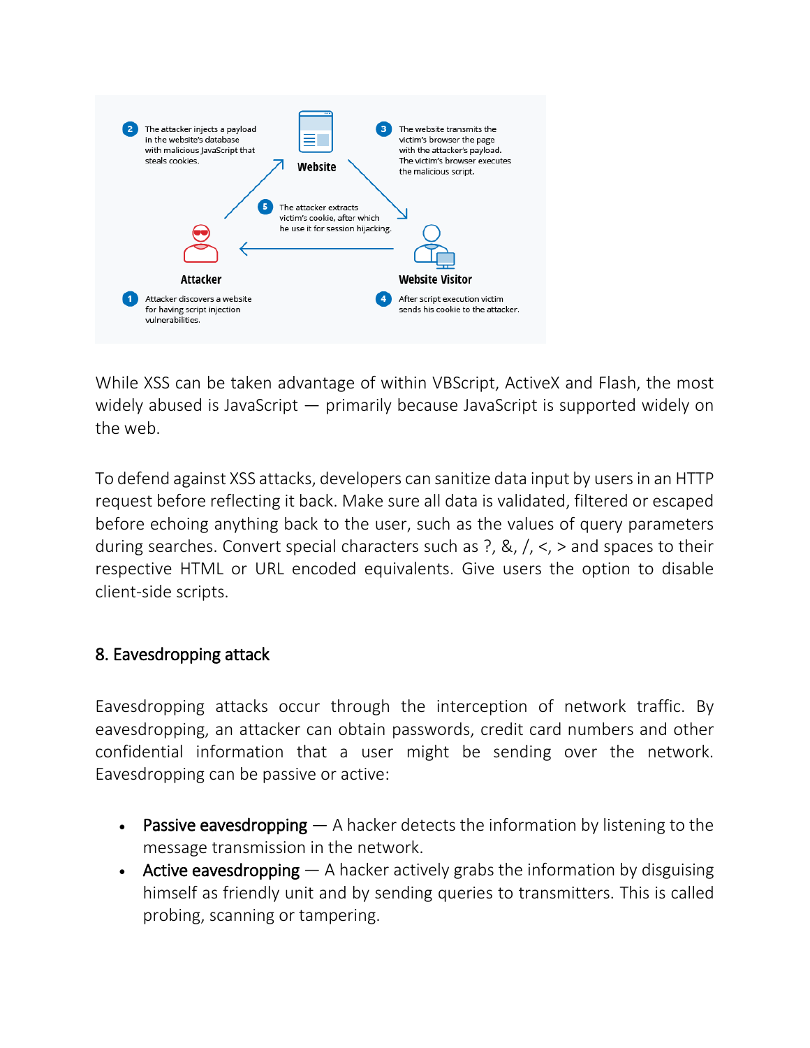While XSS can be taken advantage of within VBScript, ActiveX and Flash, the most widely abused is JavaScript — primarily because JavaScript is supported widely on the web.

To defend against XSS attacks, developers can sanitize data input by users in an HTTP request before reflecting it back. Make sure all data is validated, filtered or escaped before echoing anything back to the user, such as the values of query parameters during searches. Convert special characters such as ?, &, /, <, > and spaces to their respective HTML or URL encoded equivalents. Give users the option to disable client-side scripts.

## 8. Eavesdropping attack

Eavesdropping attacks occur through the interception of network traffic. By eavesdropping, an attacker can obtain passwords, credit card numbers and other confidential information that a user might be sending over the network. Eavesdropping can be passive or active:

- Passive eavesdropping — A hacker detects the information by listening to the message transmission in the network.
- Active eavesdropping — A hacker actively grabs the information by disguising himself as friendly unit and by sending queries to transmitters. This is called probing, scanning or tampering.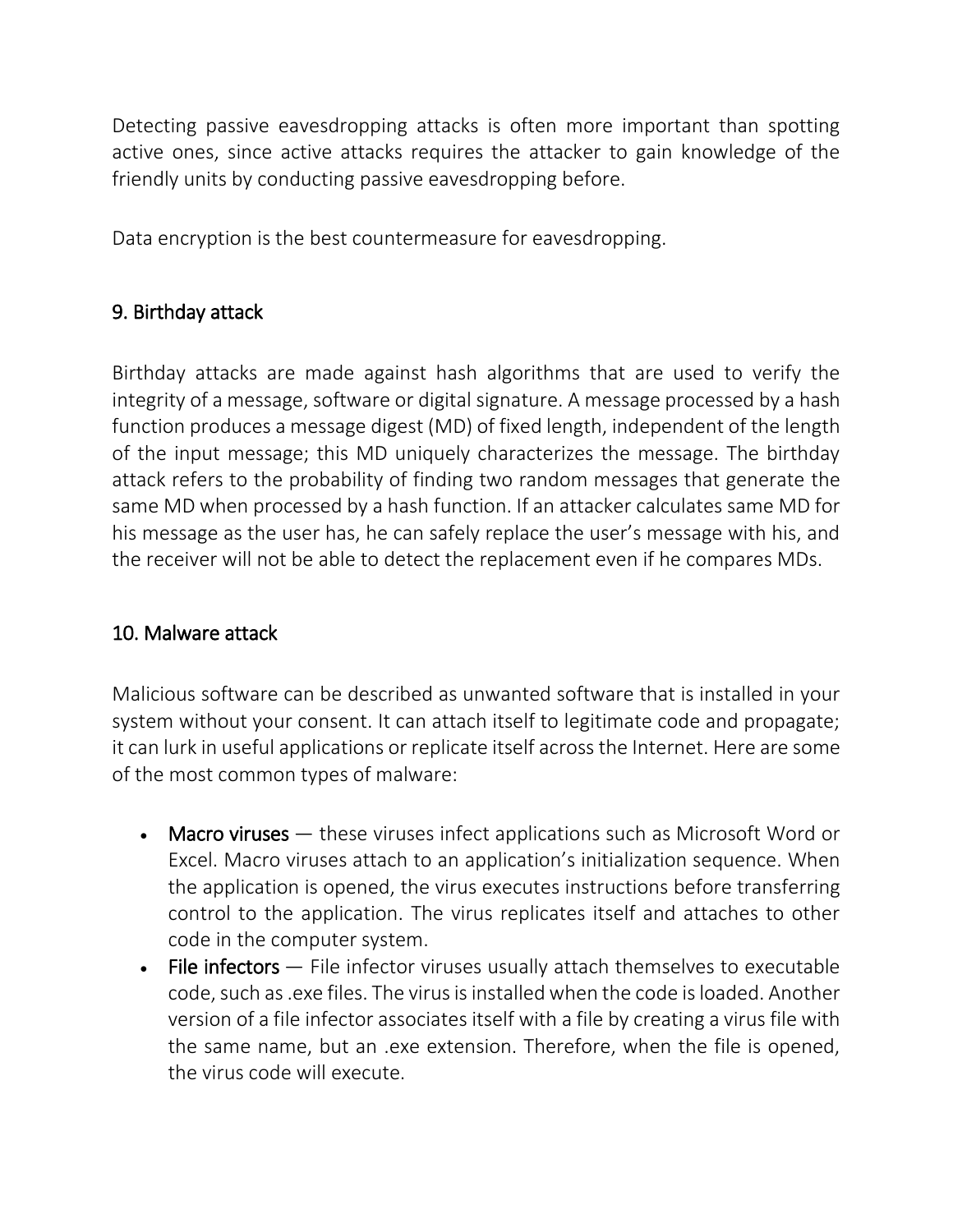Detecting passive eavesdropping attacks is often more important than spotting active ones, since active attacks requires the attacker to gain knowledge of the friendly units by conducting passive eavesdropping before.

Data encryption is the best countermeasure for eavesdropping.

## 9. Birthday attack

Birthday attacks are made against hash algorithms that are used to verify the integrity of a message, software or digital signature. A message processed by a hash function produces a message digest (MD) of fixed length, independent of the length of the input message; this MD uniquely characterizes the message. The birthday attack refers to the probability of finding two random messages that generate the same MD when processed by a hash function. If an attacker calculates same MD for his message as the user has, he can safely replace the user's message with his, and the receiver will not be able to detect the replacement even if he compares MDs.

## 10. Malware attack

Malicious software can be described as unwanted software that is installed in your system without your consent. It can attach itself to legitimate code and propagate; it can lurk in useful applications or replicate itself across the Internet. Here are some of the most common types of malware:

- Macro viruses — these viruses infect applications such as Microsoft Word or Excel. Macro viruses attach to an application's initialization sequence. When the application is opened, the virus executes instructions before transferring control to the application. The virus replicates itself and attaches to other code in the computer system.
- File infectors — File infector viruses usually attach themselves to executable code, such as .exe files. The virus is installed when the code is loaded. Another version of a file infector associates itself with a file by creating a virus file with the same name, but an .exe extension. Therefore, when the file is opened, the virus code will execute.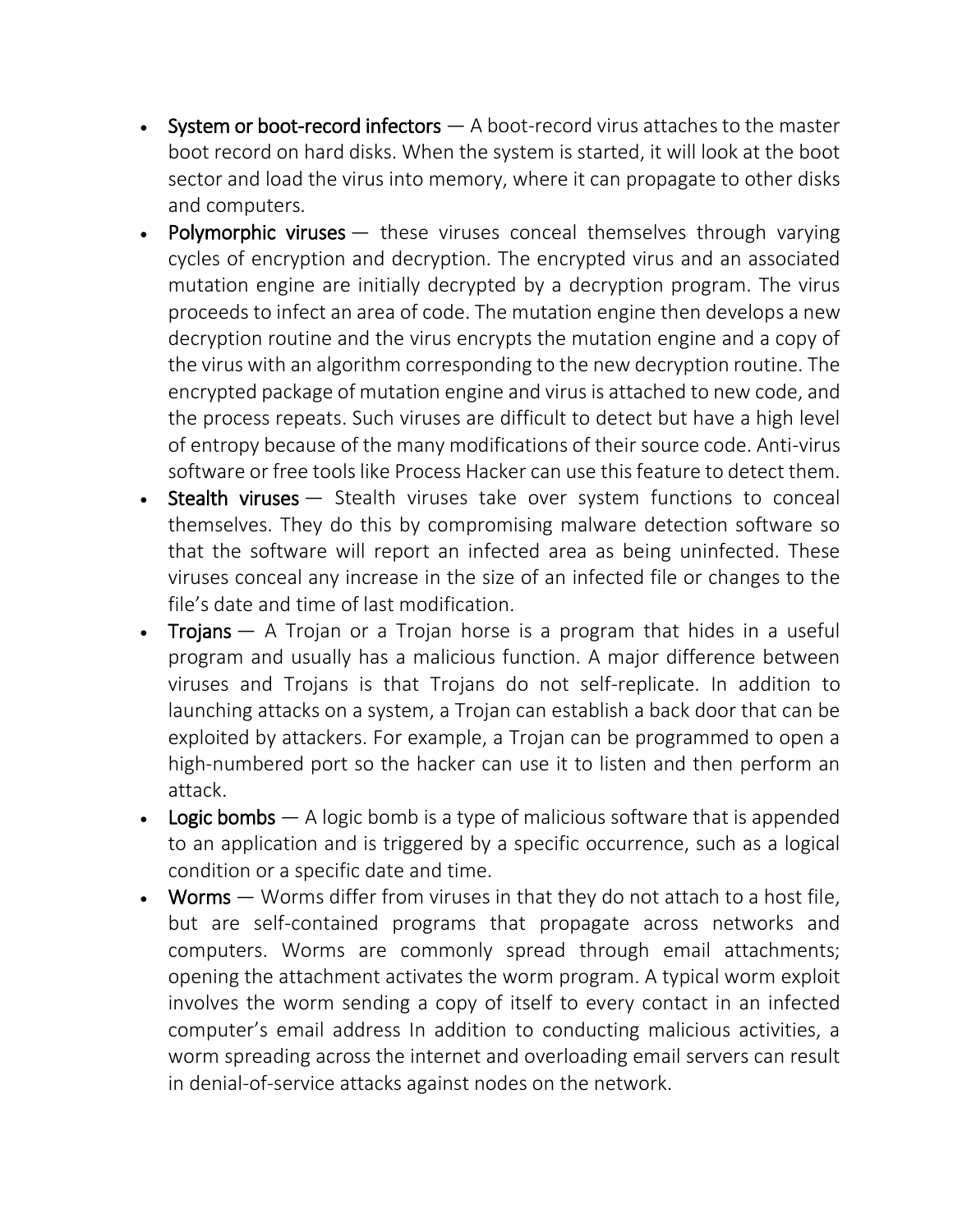- **System or boot-record infectors** — A boot-record virus attaches to the master boot record on hard disks. When the system is started, it will look at the boot sector and load the virus into memory, where it can propagate to other disks and computers.
- **Polymorphic viruses** — these viruses conceal themselves through varying cycles of encryption and decryption. The encrypted virus and an associated mutation engine are initially decrypted by a decryption program. The virus proceeds to infect an area of code. The mutation engine then develops a new decryption routine and the virus encrypts the mutation engine and a copy of the virus with an algorithm corresponding to the new decryption routine. The encrypted package of mutation engine and virus is attached to new code, and the process repeats. Such viruses are difficult to detect but have a high level of entropy because of the many modifications of their source code. Anti-virus software or free tools like Process Hacker can use this feature to detect them.
- **Stealth viruses** — Stealth viruses take over system functions to conceal themselves. They do this by compromising malware detection software so that the software will report an infected area as being uninfected. These viruses conceal any increase in the size of an infected file or changes to the file's date and time of last modification.
- **Trojans** — A Trojan or a Trojan horse is a program that hides in a useful program and usually has a malicious function. A major difference between viruses and Trojans is that Trojans do not self-replicate. In addition to launching attacks on a system, a Trojan can establish a back door that can be exploited by attackers. For example, a Trojan can be programmed to open a high-numbered port so the hacker can use it to listen and then perform an attack.
- **Logic bombs** — A logic bomb is a type of malicious software that is appended to an application and is triggered by a specific occurrence, such as a logical condition or a specific date and time.
- **Worms** — Worms differ from viruses in that they do not attach to a host file, but are self-contained programs that propagate across networks and computers. Worms are commonly spread through email attachments; opening the attachment activates the worm program. A typical worm exploit involves the worm sending a copy of itself to every contact in an infected computer's email address In addition to conducting malicious activities, a worm spreading across the internet and overloading email servers can result in denial-of-service attacks against nodes on the network.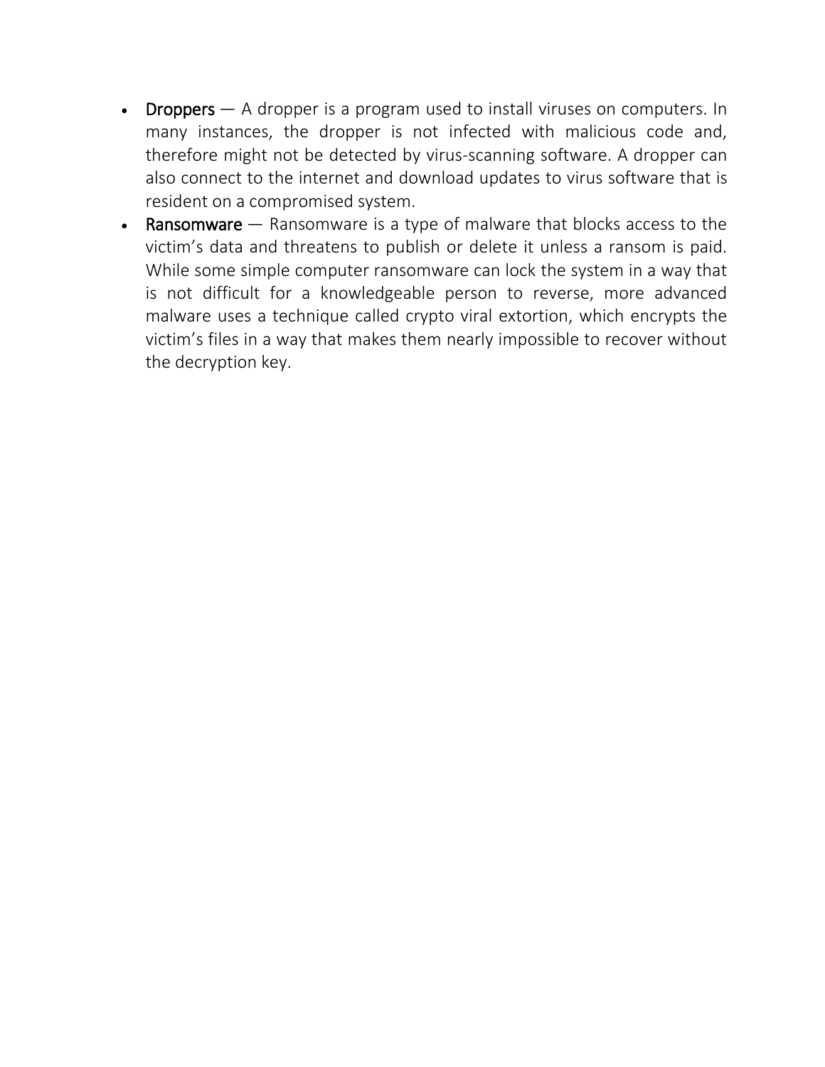- Droppers — A dropper is a program used to install viruses on computers. In many instances, the dropper is not infected with malicious code and, therefore might not be detected by virus-scanning software. A dropper can also connect to the internet and download updates to virus software that is resident on a compromised system.
- Ransomware — Ransomware is a type of malware that blocks access to the victim's data and threatens to publish or delete it unless a ransom is paid. While some simple computer ransomware can lock the system in a way that is not difficult for a knowledgeable person to reverse, more advanced malware uses a technique called crypto viral extortion, which encrypts the victim's files in a way that makes them nearly impossible to recover without the decryption key.